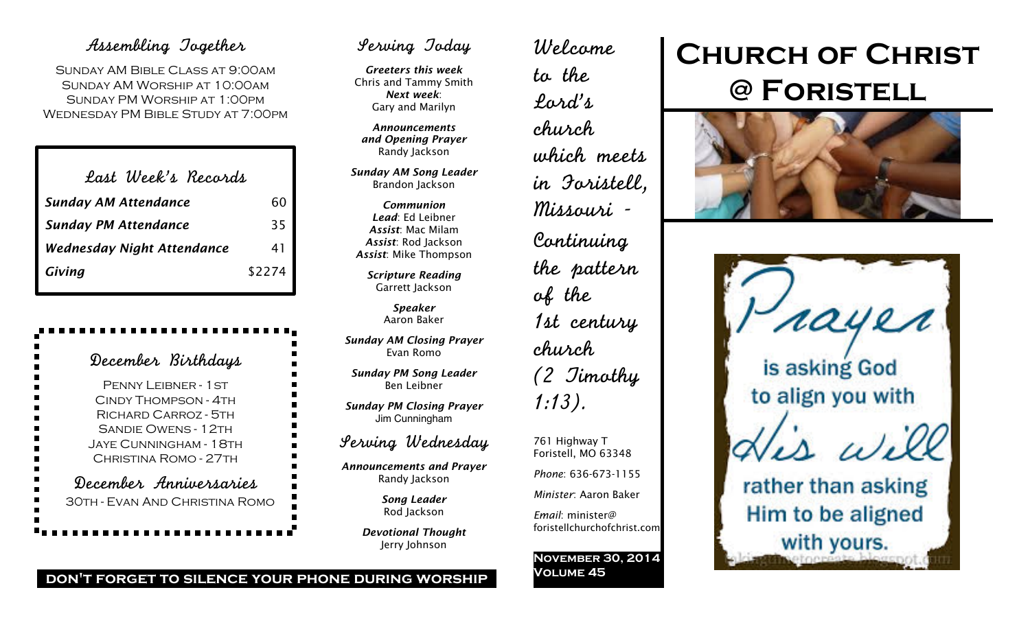## Assembling Together

Sunday AM Bible Class at 9:00am
Sunday AM Worship at 10:00am
Sunday PM Worship at 1:00pm
Wednesday PM Bible Study at 7:00pm

## Last Week's Records

| | |
|---|---|
| *Sunday AM Attendance* | 60 |
| *Sunday PM Attendance* | 35 |
| *Wednesday Night Attendance* | 41 |
| *Giving* | $2274 |

## December Birthdays

Penny Leibner - 1st
Cindy Thompson - 4th
Richard Carroz - 5th
Sandie Owens - 12th
Jaye Cunningham - 18th
Christina Romo - 27th

## December Anniversaries

30th - Evan and Christina Romo

**DON'T FORGET TO SILENCE YOUR PHONE DURING WORSHIP**

## Serving Today

***Greeters this week***
Chris and Tammy Smith
***Next week***:
Gary and Marilyn

***Announcements and Opening Prayer***
Randy Jackson

***Sunday AM Song Leader***
Brandon Jackson

***Communion***
***Lead***: Ed Leibner
***Assist***: Mac Milam
***Assist***: Rod Jackson
***Assist***: Mike Thompson

***Scripture Reading***
Garrett Jackson

***Speaker***
Aaron Baker

***Sunday AM Closing Prayer***
Evan Romo

***Sunday PM Song Leader***
Ben Leibner

***Sunday PM Closing Prayer***
Jim Cunningham

## Serving Wednesday

***Announcements and Prayer***
Randy Jackson

***Song Leader***
Rod Jackson

***Devotional Thought***
Jerry Johnson

Welcome to the Lord's church which meets in Foristell, Missouri - Continuing the pattern of the 1st century church (2 Timothy 1:13).

761 Highway T
Foristell, MO 63348

*Phone*: 636-673-1155

*Minister*: Aaron Baker

*Email*: minister@foristellchurchofchrist.com

**November 30, 2014**
**Volume 45**

# Church of Christ @ Foristell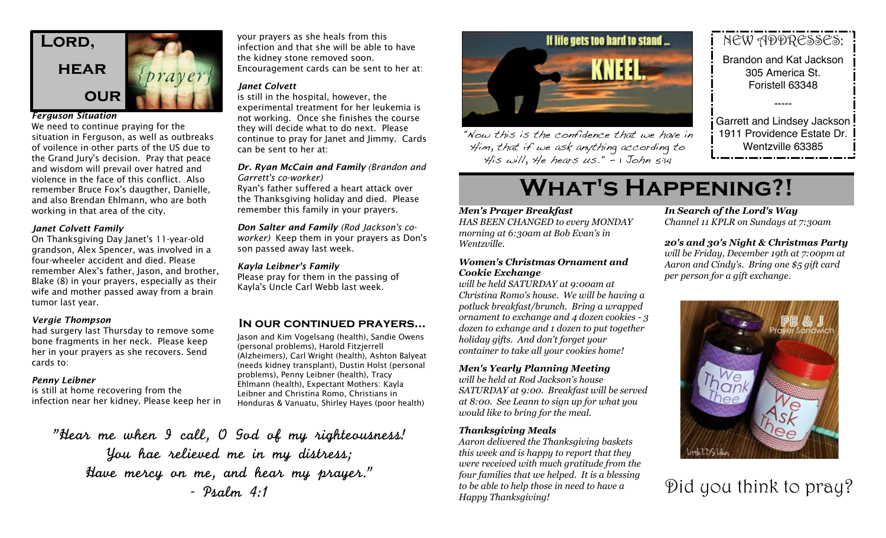# Lord, hear our {prayer}

***Ferguson Situation***

We need to continue praying for the situation in Ferguson, as well as outbreaks of voilence in other parts of the US due to the Grand Jury's decision. Pray that peace and wisdom will prevail over hatred and violence in the face of this conflict. Also remember Bruce Fox's daugther, Danielle, and also Brendan Ehlmann, who are both working in that area of the city.

***Janet Colvett Family***

On Thanksgiving Day Janet's 11-year-old grandson, Alex Spencer, was involved in a four-wheeler accident and died. Please remember Alex's father, Jason, and brother, Blake (8) in your prayers, especially as their wife and mother passed away from a brain tumor last year.

***Vergie Thompson***

had surgery last Thursday to remove some bone fragments in her neck. Please keep her in your prayers as she recovers. Send cards to:

***Penny Leibner***

is still at home recovering from the infection near her kidney. Please keep her in your prayers as she heals from this infection and that she will be able to have the kidney stone removed soon. Encouragement cards can be sent to her at:

***Janet Colvett***

is still in the hospital, however, the experimental treatment for her leukemia is not working. Once she finishes the course they will decide what to do next. Please continue to pray for Janet and Jimmy. Cards can be sent to her at:

***Dr. Ryan McCain and Family** (Brandon and Garrett's co-worker)*

Ryan's father suffered a heart attack over the Thanksgiving holiday and died. Please remember this family in your prayers.

***Don Salter and Family** (Rod Jackson's co-worker)* Keep them in your prayers as Don's son passed away last week.

***Kayla Leibner's Family***

Please pray for them in the passing of Kayla's Uncle Carl Webb last week.

## In our continued prayers...

Jason and Kim Vogelsang (health), Sandie Owens (personal problems), Harold Fitzjerrell (Alzheimers), Carl Wright (health), Ashton Balyeat (needs kidney transplant), Dustin Holst (personal problems), Penny Leibner (health), Tracy Ehlmann (health), Expectant Mothers: Kayla Leibner and Christina Romo, Christians in Honduras & Vanuatu, Shirley Hayes (poor health)

"Hear me when I call, O God of my righteousness!
You hae relieved me in my distress;
Have mercy on me, and hear my prayer."
- Psalm 4:1

If life gets too hard to stand ... KNEEL.

"Now this is the confidence that we have in Him, that if we ask anything according to His will, He hears us." - 1 John 5:14

NEW ADDRESSES:

Brandon and Kat Jackson
305 America St.
Foristell 63348

-----

Garrett and Lindsey Jackson
1911 Providence Estate Dr.
Wentzville 63385

# What's Happening?!

***Men's Prayer Breakfast***

*HAS BEEN CHANGED to every MONDAY morning at 6:30am at Bob Evan's in Wentzville.*

***Women's Christmas Ornament and Cookie Exchange***

*will be held SATURDAY at 9:00am at Christina Romo's house. We will be having a potluck breakfast/brunch. Bring a wrapped ornament to exchange and 4 dozen cookies - 3 dozen to exhange and 1 dozen to put together holiday gifts. And don't forget your container to take all your cookies home!*

***Men's Yearly Planning Meeting***

*will be held at Rod Jackson's house SATURDAY at 9:00. Breakfast will be served at 8:00. See Leann to sign up for what you would like to bring for the meal.*

***Thanksgiving Meals***

*Aaron delivered the Thanksgiving baskets this week and is happy to report that they were received with much gratitude from the four families that we helped. It is a blessing to be able to help those in need to have a Happy Thanksgiving!*

***In Search of the Lord's Way***

*Channel 11 KPLR on Sundays at 7:30am*

***20's and 30's Night & Christmas Party***

*will be Friday, December 19th at 7:00pm at Aaron and Cindy's. Bring one $5 gift card per person for a gift exchange.*

PB & J Prayer Sandwich — We Thank Thee / We Ask Thee

Did you think to pray?